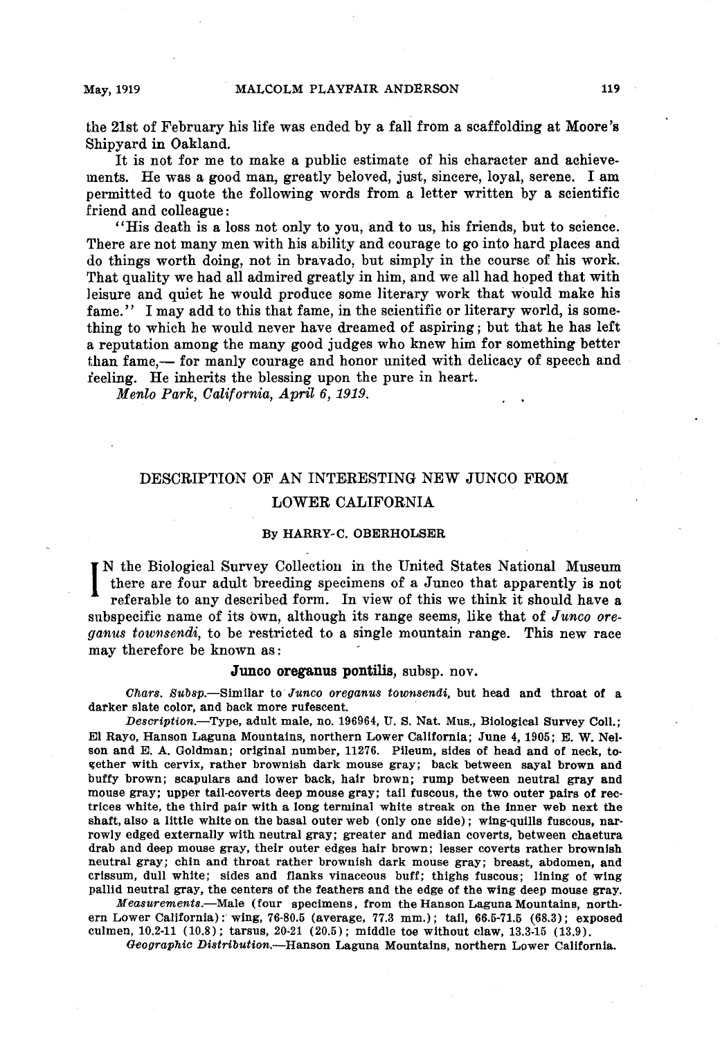the 21st of February his life was ended by a fall from a scaffolding at Moore's Shipyard in Oakland.

It is not for me to make a public estimate of his character and achievements. He was a good man, greatly beloved, just, sincere, loyal, serene. I am permitted to quote the following words from a letter written by a scientific friend and colleague:

"His death is a loss not only to you, and to us, his friends, but to science. There are not many men with his ability and courage to go into hard places and do things worth doing, not in bravado, but simply in the course of his work. That quality we had all admired greatly in him, and we all had hoped that with leisure and quiet he would produce some literary work that would make his fame." I may add to this that fame, in the scientific or literary world, is something to which he would never have dreamed of aspiring; but that he has left a reputation among the many good judges who knew him for something better than fame,— for manly courage and honor united with delicacy of speech and feeling. He inherits the blessing upon the pure in heart.

*Menlo Park, California, April 6, 1919.*

## DESCRIPTION OF AN INTERESTING NEW JUNCO FROM LOWER CALIFORNIA

By HARRY C. OBERHOLSER

IN the Biological Survey Collection in the United States National Museum there are four adult breeding specimens of a Junco that apparently is not referable to any described form. In view of this we think it should have a subspecific name of its own, although its range seems, like that of *Junco oreganus townsendi*, to be restricted to a single mountain range. This new race may therefore be known as:

### Junco oreganus pontilis, subsp. nov.

*Chars. Subsp.*—Similar to *Junco oreganus townsendi*, but head and throat of a darker slate color, and back more rufescent.

*Description.*—Type, adult male, no. 196964, U. S. Nat. Mus., Biological Survey Coll.; El Rayo, Hanson Laguna Mountains, northern Lower California; June 4, 1905; E. W. Nelson and E. A. Goldman; original number, 11276. Pileum, sides of head and of neck, together with cervix, rather brownish dark mouse gray; back between sayal brown and buffy brown; scapulars and lower back, hair brown; rump between neutral gray and mouse gray; upper tail-coverts deep mouse gray; tail fuscous, the two outer pairs of rectrices white, the third pair with a long terminal white streak on the inner web next the shaft, also a little white on the basal outer web (only one side); wing-quills fuscous, narrowly edged externally with neutral gray; greater and median coverts, between chaetura drab and deep mouse gray, their outer edges hair brown; lesser coverts rather brownish neutral gray; chin and throat rather brownish dark mouse gray; breast, abdomen, and crissum, dull white; sides and flanks vinaceous buff; thighs fuscous; lining of wing pallid neutral gray, the centers of the feathers and the edge of the wing deep mouse gray.

*Measurements.*—Male (four specimens, from the Hanson Laguna Mountains, northern Lower California): wing, 76-80.5 (average, 77.3 mm.); tail, 66.5-71.5 (68.3); exposed culmen, 10.2-11 (10.8); tarsus, 20-21 (20.5); middle toe without claw, 13.3-15 (13.9).

*Geographic Distribution.*—Hanson Laguna Mountains, northern Lower California.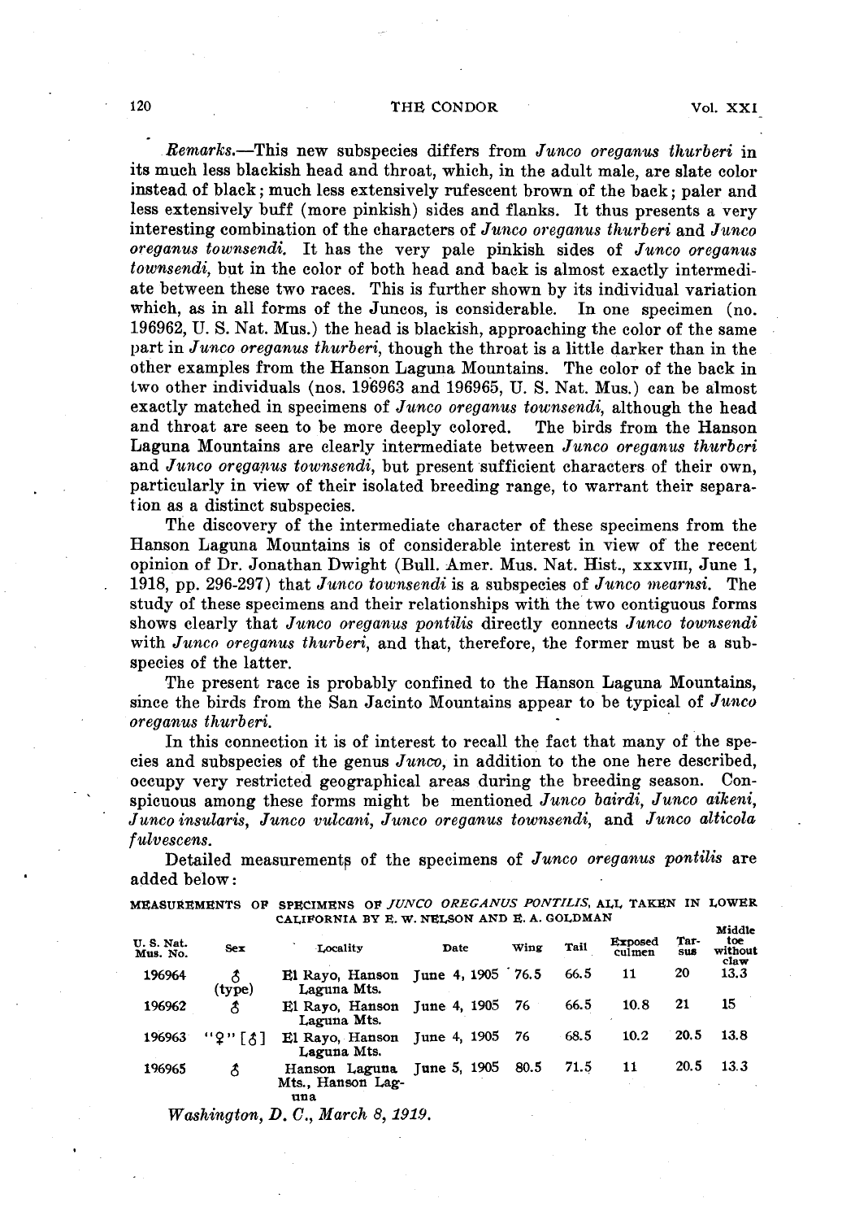*Remarks.*—This new subspecies differs from *Junco oreganus thurberi* in its much less blackish head and throat, which, in the adult male, are slate color instead of black; much less extensively rufescent brown of the back; paler and less extensively buff (more pinkish) sides and flanks. It thus presents a very interesting combination of the characters of *Junco oreganus thurberi* and *Junco oreganus townsendi.* It has the very pale pinkish sides of *Junco oreganus townsendi,* but in the color of both head and back is almost exactly intermediate between these two races. This is further shown by its individual variation which, as in all forms of the Juncos, is considerable. In one specimen (no. 196962, U. S. Nat. Mus.) the head is blackish, approaching the color of the same part in *Junco oreganus thurberi,* though the throat is a little darker than in the other examples from the Hanson Laguna Mountains. The color of the back in two other individuals (nos. 196963 and 196965, U. S. Nat. Mus.) can be almost exactly matched in specimens of *Junco oreganus townsendi,* although the head and throat are seen to be more deeply colored. The birds from the Hanson Laguna Mountains are clearly intermediate between *Junco oreganus thurberi* and *Junco oreganus townsendi,* but present sufficient characters of their own, particularly in view of their isolated breeding range, to warrant their separation as a distinct subspecies.

The discovery of the intermediate character of these specimens from the Hanson Laguna Mountains is of considerable interest in view of the recent opinion of Dr. Jonathan Dwight (Bull. Amer. Mus. Nat. Hist., xxxviii, June 1, 1918, pp. 296-297) that *Junco townsendi* is a subspecies of *Junco mearnsi.* The study of these specimens and their relationships with the two contiguous forms shows clearly that *Junco oreganus pontilis* directly connects *Junco townsendi* with *Junco oreganus thurberi,* and that, therefore, the former must be a subspecies of the latter.

The present race is probably confined to the Hanson Laguna Mountains, since the birds from the San Jacinto Mountains appear to be typical of *Junco oreganus thurberi.*

In this connection it is of interest to recall the fact that many of the species and subspecies of the genus *Junco,* in addition to the one here described, occupy very restricted geographical areas during the breeding season. Conspicuous among these forms might be mentioned *Junco bairdi, Junco aikeni, Junco insularis, Junco vulcani, Junco oreganus townsendi,* and *Junco alticola fulvescens.*

Detailed measurements of the specimens of *Junco oreganus pontilis* are added below:

MEASUREMENTS OF SPECIMENS OF *JUNCO OREGANUS PONTILIS,* ALL TAKEN IN LOWER CALIFORNIA BY E. W. NELSON AND E. A. GOLDMAN

| U. S. Nat. Mus. No. | Sex | Locality | Date | Wing | Tail | Exposed culmen | Tarsus | Middle toe without claw |
|---|---|---|---|---|---|---|---|---|
| 196964 | ♂ (type) | El Rayo, Hanson Laguna Mts. | June 4, 1905 | 76.5 | 66.5 | 11 | 20 | 13.3 |
| 196962 | ♂ | El Rayo, Hanson Laguna Mts. | June 4, 1905 | 76 | 66.5 | 10.8 | 21 | 15 |
| 196963 | "♀" [♂] | El Rayo, Hanson Laguna Mts. | June 4, 1905 | 76 | 68.5 | 10.2 | 20.5 | 13.8 |
| 196965 | ♂ | Hanson Laguna Mts., Hanson Laguna | June 5, 1905 | 80.5 | 71.5 | 11 | 20.5 | 13.3 |

*Washington, D. C., March 8, 1919.*